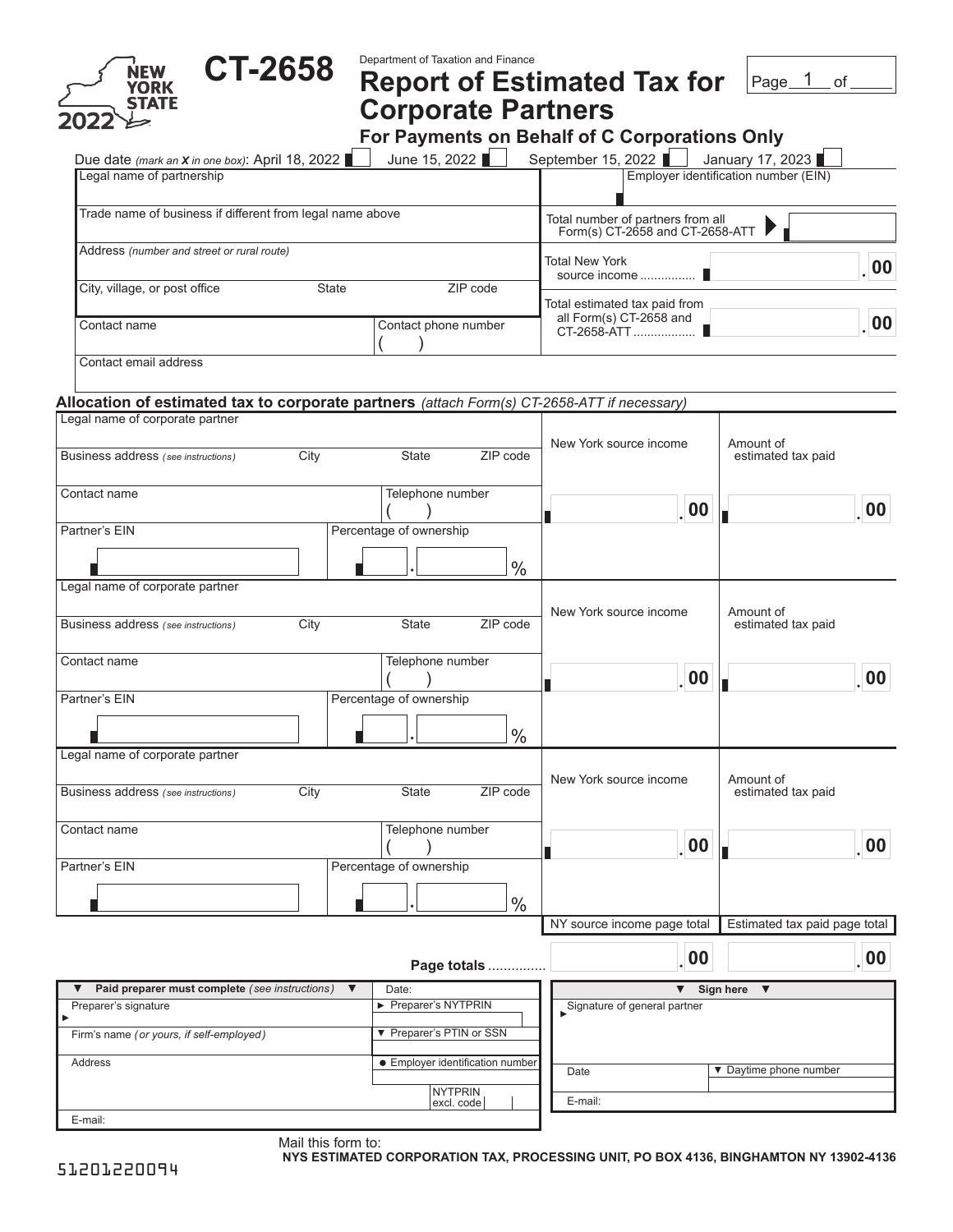NEW YORK STATE 2022

# CT-2658

Department of Taxation and Finance

# Report of Estimated Tax for Corporate Partners

## For Payments on Behalf of C Corporations Only

Page 1 of ____

Due date *(mark an **X** in one box)*: April 18, 2022 ☐ June 15, 2022 ☐ September 15, 2022 ☐ January 17, 2023 ☐

| | |
|---|---|
| Legal name of partnership | Employer identification number (EIN) |
| Trade name of business if different from legal name above | Total number of partners from all Form(s) CT-2658 and CT-2658-ATT ▶ |
| Address *(number and street or rural route)* | Total New York source income ................ .00 |
| City, village, or post office State ZIP code | Total estimated tax paid from all Form(s) CT-2658 and CT-2658-ATT .................. .00 |
| Contact name / Contact phone number ( ) | |
| Contact email address | |

### Allocation of estimated tax to corporate partners *(attach Form(s) CT-2658-ATT if necessary)*

| Corporate partner | New York source income | Amount of estimated tax paid |
|---|---|---|
| Legal name of corporate partner<br>Business address *(see instructions)* City State ZIP code<br>Contact name Telephone number ( )<br>Partner's EIN Percentage of ownership . % | .00 | .00 |
| Legal name of corporate partner<br>Business address *(see instructions)* City State ZIP code<br>Contact name Telephone number ( )<br>Partner's EIN Percentage of ownership . % | .00 | .00 |
| Legal name of corporate partner<br>Business address *(see instructions)* City State ZIP code<br>Contact name Telephone number ( )<br>Partner's EIN Percentage of ownership . % | .00 | .00 |
| | NY source income page total | Estimated tax paid page total |
| **Page totals** ............... | .00 | .00 |

| ▼ Paid preparer must complete *(see instructions)* ▼ | Date: |
|---|---|
| Preparer's signature ▶ | ▶ Preparer's NYTPRIN |
| Firm's name *(or yours, if self-employed)* | ▼ Preparer's PTIN or SSN |
| Address | ● Employer identification number |
| | NYTPRIN excl. code |
| E-mail: | |

| ▼ Sign here ▼ | |
|---|---|
| Signature of general partner ▶ | |
| Date | ▼ Daytime phone number |
| E-mail: | |

Mail this form to:
**NYS ESTIMATED CORPORATION TAX, PROCESSING UNIT, PO BOX 4136, BINGHAMTON NY 13902-4136**

51201220094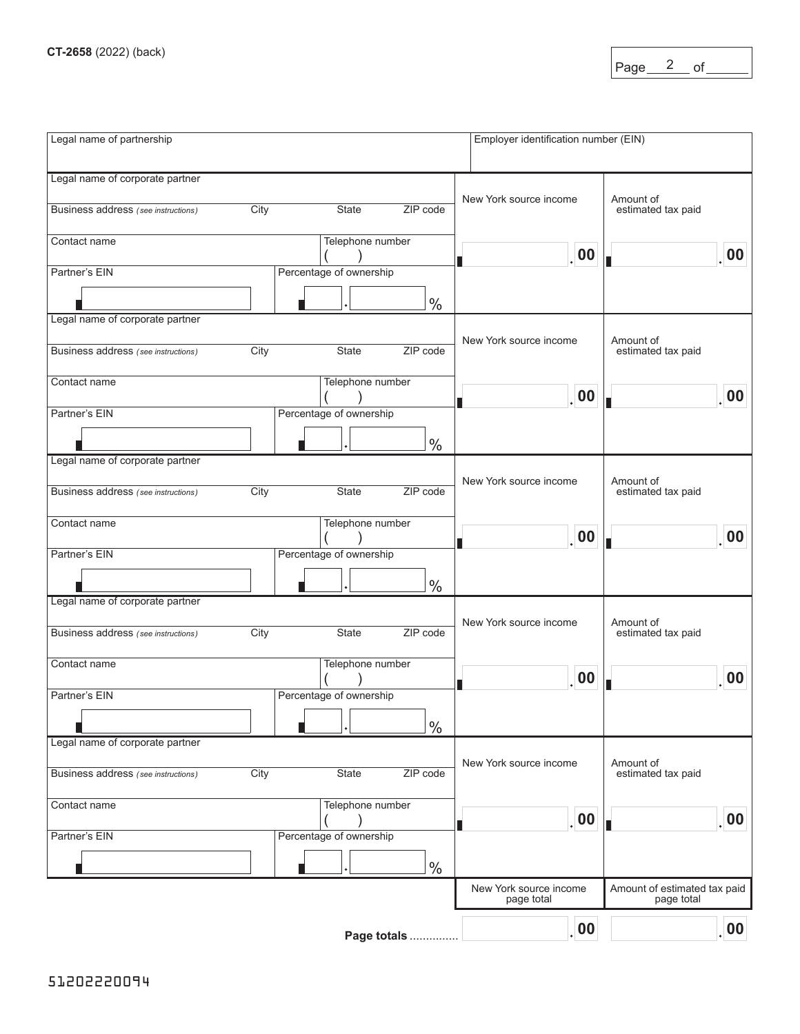CT-2658 (2022) (back)

| Legal name of partnership | Employer identification number (EIN) |
|---|---|
| | |

| Corporate partner information | New York source income | Amount of estimated tax paid |
|---|---|---|
| Legal name of corporate partner<br>Business address *(see instructions)* City State ZIP code<br>Contact name Telephone number ( )<br>Partner's EIN Percentage of ownership . % | .00 | .00 |
| Legal name of corporate partner<br>Business address *(see instructions)* City State ZIP code<br>Contact name Telephone number ( )<br>Partner's EIN Percentage of ownership . % | .00 | .00 |
| Legal name of corporate partner<br>Business address *(see instructions)* City State ZIP code<br>Contact name Telephone number ( )<br>Partner's EIN Percentage of ownership . % | .00 | .00 |
| Legal name of corporate partner<br>Business address *(see instructions)* City State ZIP code<br>Contact name Telephone number ( )<br>Partner's EIN Percentage of ownership . % | .00 | .00 |
| Legal name of corporate partner<br>Business address *(see instructions)* City State ZIP code<br>Contact name Telephone number ( )<br>Partner's EIN Percentage of ownership . % | .00 | .00 |

| | New York source income page total | Amount of estimated tax paid page total |
|---|---|---|
| **Page totals** ............... | .00 | .00 |

51202220094